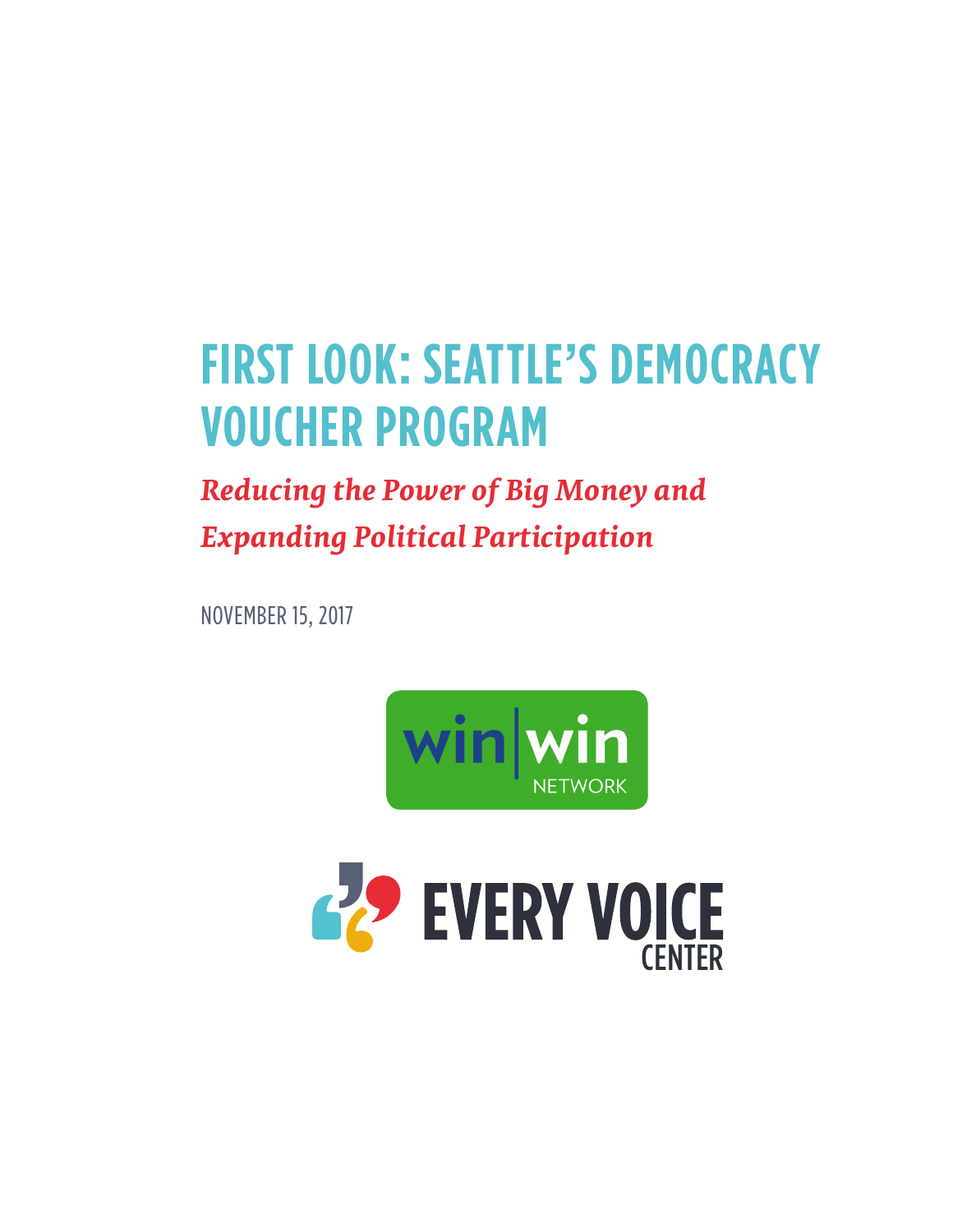# FIRST LOOK: SEATTLE'S DEMOCRACY VOUCHER PROGRAM

## *Reducing the Power of Big Money and Expanding Political Participation*

NOVEMBER 15, 2017

win|win NETWORK

EVERY VOICE CENTER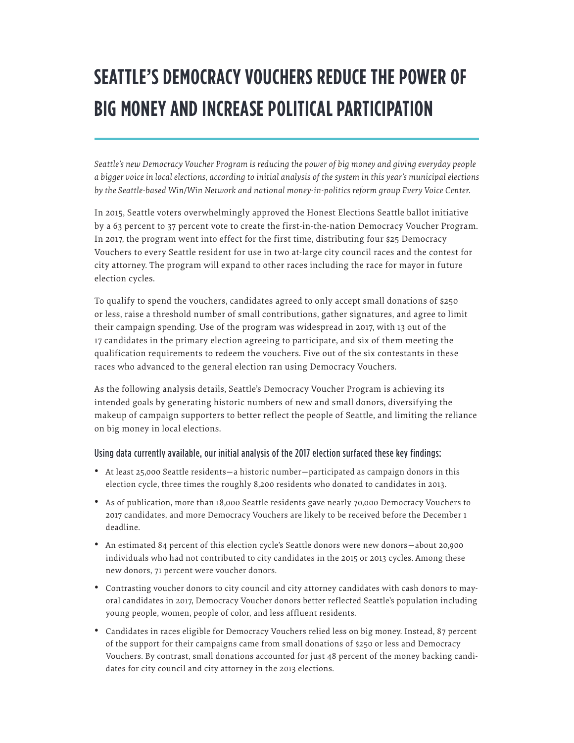# SEATTLE'S DEMOCRACY VOUCHERS REDUCE THE POWER OF BIG MONEY AND INCREASE POLITICAL PARTICIPATION

*Seattle's new Democracy Voucher Program is reducing the power of big money and giving everyday people a bigger voice in local elections, according to initial analysis of the system in this year's municipal elections by the Seattle-based Win/Win Network and national money-in-politics reform group Every Voice Center.*

In 2015, Seattle voters overwhelmingly approved the Honest Elections Seattle ballot initiative by a 63 percent to 37 percent vote to create the first-in-the-nation Democracy Voucher Program. In 2017, the program went into effect for the first time, distributing four $25 Democracy Vouchers to every Seattle resident for use in two at-large city council races and the contest for city attorney. The program will expand to other races including the race for mayor in future election cycles.

To qualify to spend the vouchers, candidates agreed to only accept small donations of $250 or less, raise a threshold number of small contributions, gather signatures, and agree to limit their campaign spending. Use of the program was widespread in 2017, with 13 out of the 17 candidates in the primary election agreeing to participate, and six of them meeting the qualification requirements to redeem the vouchers. Five out of the six contestants in these races who advanced to the general election ran using Democracy Vouchers.

As the following analysis details, Seattle's Democracy Voucher Program is achieving its intended goals by generating historic numbers of new and small donors, diversifying the makeup of campaign supporters to better reflect the people of Seattle, and limiting the reliance on big money in local elections.

### Using data currently available, our initial analysis of the 2017 election surfaced these key findings:

- At least 25,000 Seattle residents—a historic number—participated as campaign donors in this election cycle, three times the roughly 8,200 residents who donated to candidates in 2013.
- As of publication, more than 18,000 Seattle residents gave nearly 70,000 Democracy Vouchers to 2017 candidates, and more Democracy Vouchers are likely to be received before the December 1 deadline.
- An estimated 84 percent of this election cycle's Seattle donors were new donors—about 20,900 individuals who had not contributed to city candidates in the 2015 or 2013 cycles. Among these new donors, 71 percent were voucher donors.
- Contrasting voucher donors to city council and city attorney candidates with cash donors to mayoral candidates in 2017, Democracy Voucher donors better reflected Seattle's population including young people, women, people of color, and less affluent residents.
- Candidates in races eligible for Democracy Vouchers relied less on big money. Instead, 87 percent of the support for their campaigns came from small donations of $250 or less and Democracy Vouchers. By contrast, small donations accounted for just 48 percent of the money backing candidates for city council and city attorney in the 2013 elections.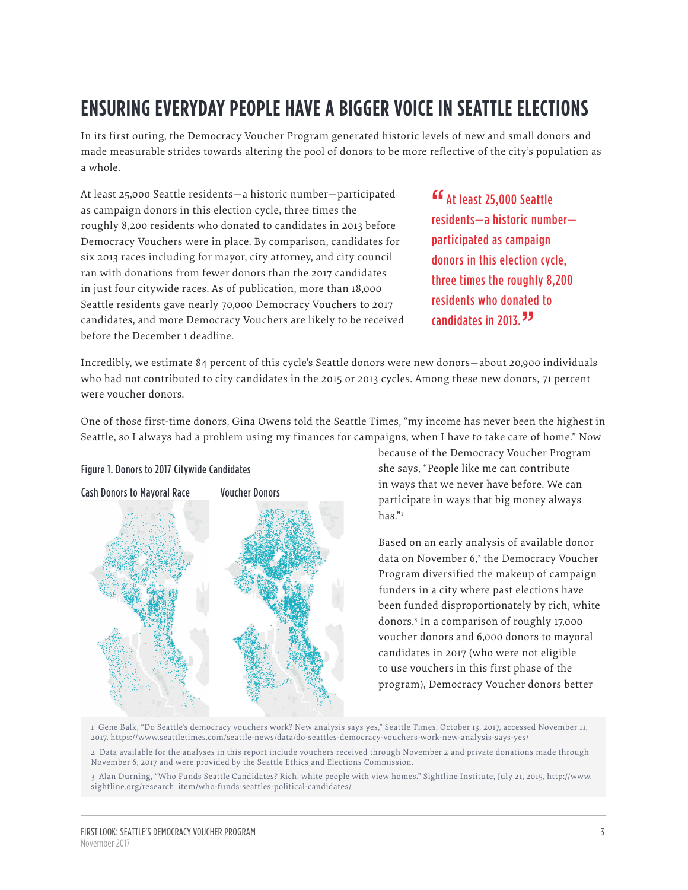# ENSURING EVERYDAY PEOPLE HAVE A BIGGER VOICE IN SEATTLE ELECTIONS

In its first outing, the Democracy Voucher Program generated historic levels of new and small donors and made measurable strides towards altering the pool of donors to be more reflective of the city's population as a whole.

At least 25,000 Seattle residents—a historic number—participated as campaign donors in this election cycle, three times the roughly 8,200 residents who donated to candidates in 2013 before Democracy Vouchers were in place. By comparison, candidates for six 2013 races including for mayor, city attorney, and city council ran with donations from fewer donors than the 2017 candidates in just four citywide races. As of publication, more than 18,000 Seattle residents gave nearly 70,000 Democracy Vouchers to 2017 candidates, and more Democracy Vouchers are likely to be received before the December 1 deadline.

> "At least 25,000 Seattle residents—a historic number—participated as campaign donors in this election cycle, three times the roughly 8,200 residents who donated to candidates in 2013."

Incredibly, we estimate 84 percent of this cycle's Seattle donors were new donors—about 20,900 individuals who had not contributed to city candidates in the 2015 or 2013 cycles. Among these new donors, 71 percent were voucher donors.

One of those first-time donors, Gina Owens told the Seattle Times, "my income has never been the highest in Seattle, so I always had a problem using my finances for campaigns, when I have to take care of home." Now because of the Democracy Voucher Program she says, "People like me can contribute in ways that we never have before. We can participate in ways that big money always has."[1]

**Figure 1. Donors to 2017 Citywide Candidates**

Cash Donors to Mayoral Race | Voucher Donors

Based on an early analysis of available donor data on November 6,[2] the Democracy Voucher Program diversified the makeup of campaign funders in a city where past elections have been funded disproportionately by rich, white donors.[3] In a comparison of roughly 17,000 voucher donors and 6,000 donors to mayoral candidates in 2017 (who were not eligible to use vouchers in this first phase of the program), Democracy Voucher donors better

---

1 Gene Balk, "Do Seattle's democracy vouchers work? New analysis says yes," Seattle Times, October 13, 2017, accessed November 11, 2017, https://www.seattletimes.com/seattle-news/data/do-seattles-democracy-vouchers-work-new-analysis-says-yes/

2 Data available for the analyses in this report include vouchers received through November 2 and private donations made through November 6, 2017 and were provided by the Seattle Ethics and Elections Commission.

3 Alan Durning, "Who Funds Seattle Candidates? Rich, white people with view homes." Sightline Institute, July 21, 2015, http://www.sightline.org/research_item/who-funds-seattles-political-candidates/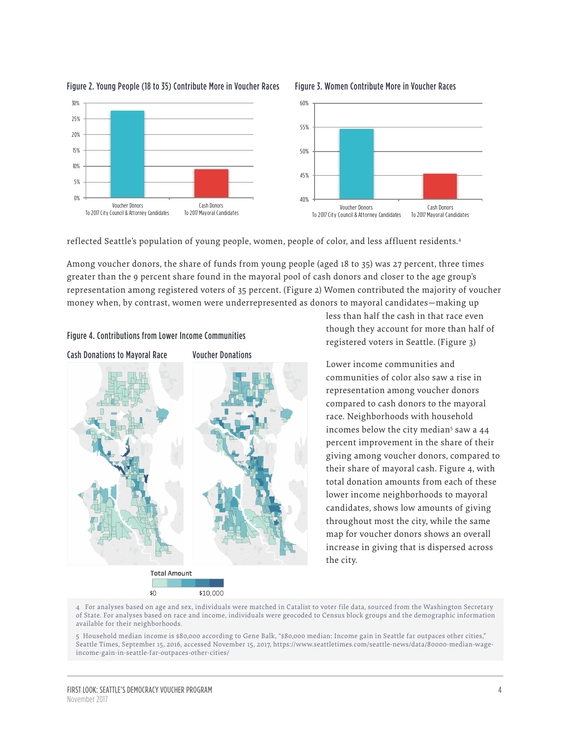**Figure 2. Young People (18 to 35) Contribute More in Voucher Races**

**Figure 3. Women Contribute More in Voucher Races**

reflected Seattle's population of young people, women, people of color, and less affluent residents.[4]

Among voucher donors, the share of funds from young people (aged 18 to 35) was 27 percent, three times greater than the 9 percent share found in the mayoral pool of cash donors and closer to the age group's representation among registered voters of 35 percent. (Figure 2) Women contributed the majority of voucher money when, by contrast, women were underrepresented as donors to mayoral candidates—making up less than half the cash in that race even though they account for more than half of registered voters in Seattle. (Figure 3)

**Figure 4. Contributions from Lower Income Communities**

Lower income communities and communities of color also saw a rise in representation among voucher donors compared to cash donors to the mayoral race. Neighborhoods with household incomes below the city median[5] saw a 44 percent improvement in the share of their giving among voucher donors, compared to their share of mayoral cash. Figure 4, with total donation amounts from each of these lower income neighborhoods to mayoral candidates, shows low amounts of giving throughout most the city, while the same map for voucher donors shows an overall increase in giving that is dispersed across the city.

4 For analyses based on age and sex, individuals were matched in Catalist to voter file data, sourced from the Washington Secretary of State. For analyses based on race and income, individuals were geocoded to Census block groups and the demographic information available for their neighborhoods.

5 Household median income is $80,000 according to Gene Balk, "$80,000 median: Income gain in Seattle far outpaces other cities," Seattle Times, September 15, 2016, accessed November 15, 2017, https://www.seattletimes.com/seattle-news/data/80000-median-wage-income-gain-in-seattle-far-outpaces-other-cities/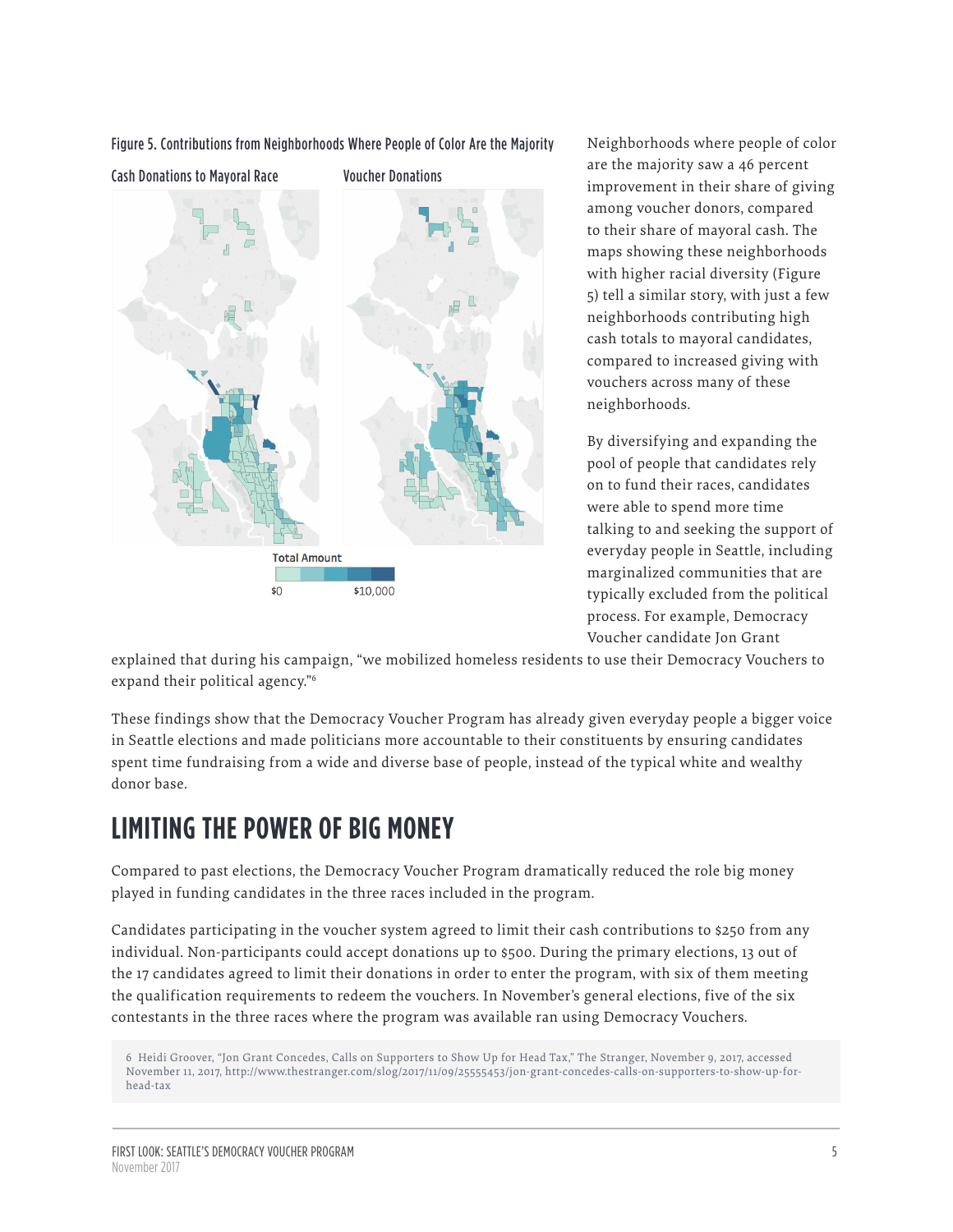Figure 5. Contributions from Neighborhoods Where People of Color Are the Majority

Cash Donations to Mayoral Race

Voucher Donations

Total Amount

$0 $10,000

Neighborhoods where people of color are the majority saw a 46 percent improvement in their share of giving among voucher donors, compared to their share of mayoral cash. The maps showing these neighborhoods with higher racial diversity (Figure 5) tell a similar story, with just a few neighborhoods contributing high cash totals to mayoral candidates, compared to increased giving with vouchers across many of these neighborhoods.

By diversifying and expanding the pool of people that candidates rely on to fund their races, candidates were able to spend more time talking to and seeking the support of everyday people in Seattle, including marginalized communities that are typically excluded from the political process. For example, Democracy Voucher candidate Jon Grant explained that during his campaign, "we mobilized homeless residents to use their Democracy Vouchers to expand their political agency."[6]

These findings show that the Democracy Voucher Program has already given everyday people a bigger voice in Seattle elections and made politicians more accountable to their constituents by ensuring candidates spent time fundraising from a wide and diverse base of people, instead of the typical white and wealthy donor base.

## LIMITING THE POWER OF BIG MONEY

Compared to past elections, the Democracy Voucher Program dramatically reduced the role big money played in funding candidates in the three races included in the program.

Candidates participating in the voucher system agreed to limit their cash contributions to $250 from any individual. Non-participants could accept donations up to $500. During the primary elections, 13 out of the 17 candidates agreed to limit their donations in order to enter the program, with six of them meeting the qualification requirements to redeem the vouchers. In November's general elections, five of the six contestants in the three races where the program was available ran using Democracy Vouchers.

6 Heidi Groover, "Jon Grant Concedes, Calls on Supporters to Show Up for Head Tax," The Stranger, November 9, 2017, accessed November 11, 2017, http://www.thestranger.com/slog/2017/11/09/25555453/jon-grant-concedes-calls-on-supporters-to-show-up-for-head-tax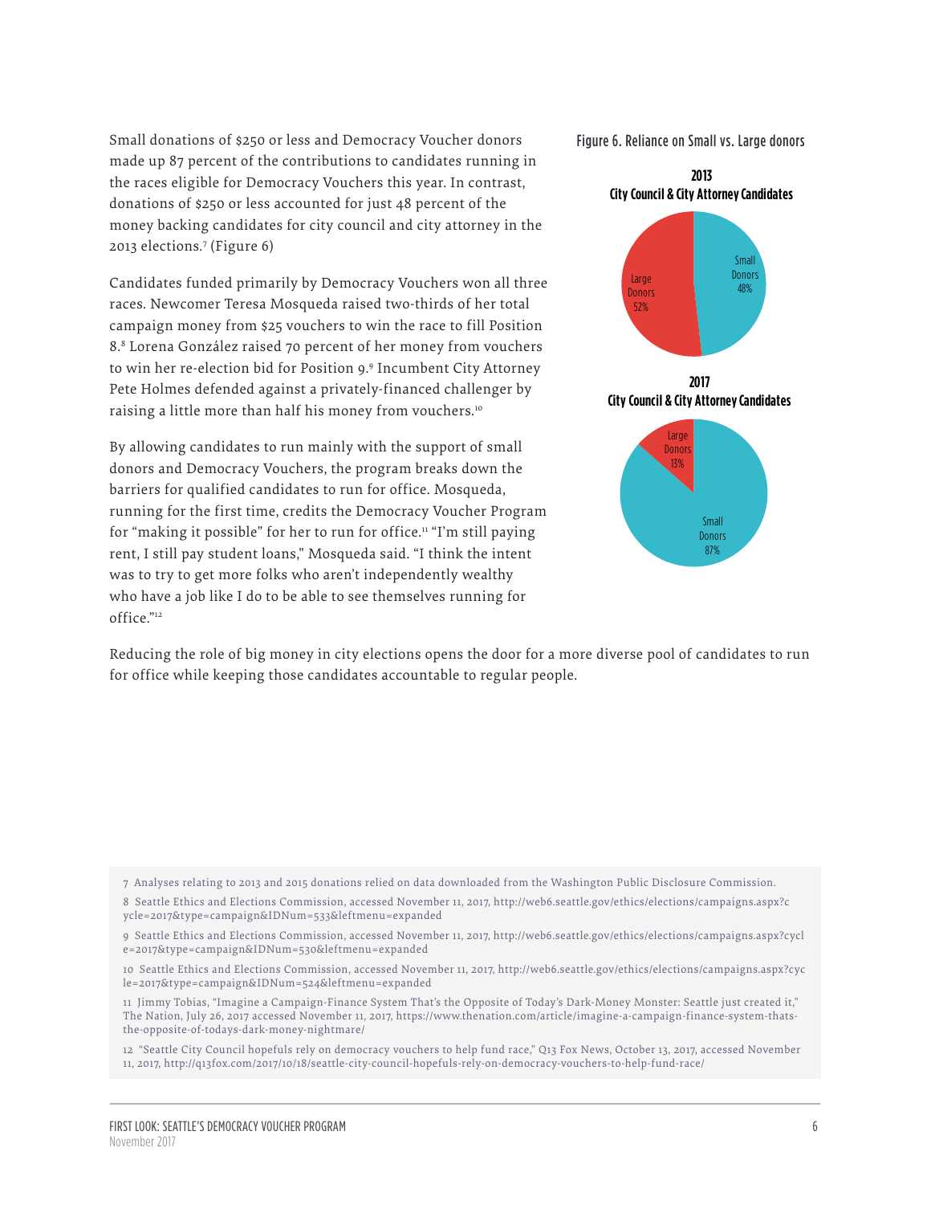Small donations of $250 or less and Democracy Voucher donors made up 87 percent of the contributions to candidates running in the races eligible for Democracy Vouchers this year. In contrast, donations of $250 or less accounted for just 48 percent of the money backing candidates for city council and city attorney in the 2013 elections.[7] (Figure 6)

Candidates funded primarily by Democracy Vouchers won all three races. Newcomer Teresa Mosqueda raised two-thirds of her total campaign money from $25 vouchers to win the race to fill Position 8.[8] Lorena González raised 70 percent of her money from vouchers to win her re-election bid for Position 9.[9] Incumbent City Attorney Pete Holmes defended against a privately-financed challenger by raising a little more than half his money from vouchers.[10]

By allowing candidates to run mainly with the support of small donors and Democracy Vouchers, the program breaks down the barriers for qualified candidates to run for office. Mosqueda, running for the first time, credits the Democracy Voucher Program for "making it possible" for her to run for office.[11] "I'm still paying rent, I still pay student loans," Mosqueda said. "I think the intent was to try to get more folks who aren't independently wealthy who have a job like I do to be able to see themselves running for office."[12]

**Figure 6. Reliance on Small vs. Large donors**

**2013**
**City Council & City Attorney Candidates**

Large Donors 52%

Small Donors 48%

**2017**
**City Council & City Attorney Candidates**

Large Donors 13%

Small Donors 87%

Reducing the role of big money in city elections opens the door for a more diverse pool of candidates to run for office while keeping those candidates accountable to regular people.

---

7 Analyses relating to 2013 and 2015 donations relied on data downloaded from the Washington Public Disclosure Commission.

8 Seattle Ethics and Elections Commission, accessed November 11, 2017, http://web6.seattle.gov/ethics/elections/campaigns.aspx?cycle=2017&type=campaign&IDNum=533&leftmenu=expanded

9 Seattle Ethics and Elections Commission, accessed November 11, 2017, http://web6.seattle.gov/ethics/elections/campaigns.aspx?cycle=2017&type=campaign&IDNum=530&leftmenu=expanded

10 Seattle Ethics and Elections Commission, accessed November 11, 2017, http://web6.seattle.gov/ethics/elections/campaigns.aspx?cycle=2017&type=campaign&IDNum=524&leftmenu=expanded

11 Jimmy Tobias, "Imagine a Campaign-Finance System That's the Opposite of Today's Dark-Money Monster: Seattle just created it," The Nation, July 26, 2017 accessed November 11, 2017, https://www.thenation.com/article/imagine-a-campaign-finance-system-thats-the-opposite-of-todays-dark-money-nightmare/

12 "Seattle City Council hopefuls rely on democracy vouchers to help fund race," Q13 Fox News, October 13, 2017, accessed November 11, 2017, http://q13fox.com/2017/10/18/seattle-city-council-hopefuls-rely-on-democracy-vouchers-to-help-fund-race/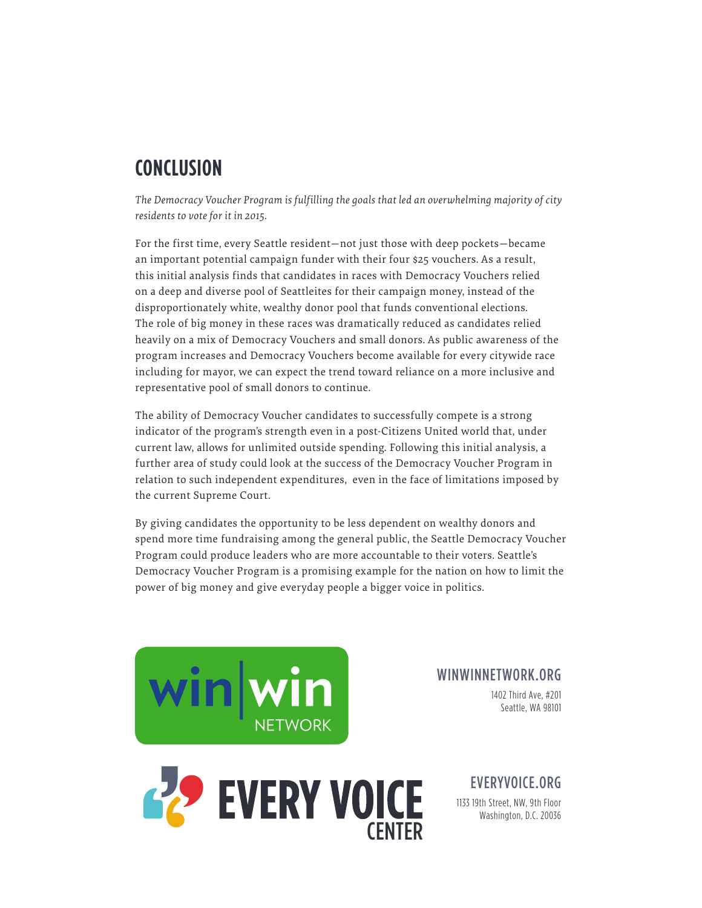## CONCLUSION

*The Democracy Voucher Program is fulfilling the goals that led an overwhelming majority of city residents to vote for it in 2015.*

For the first time, every Seattle resident—not just those with deep pockets—became an important potential campaign funder with their four $25 vouchers. As a result, this initial analysis finds that candidates in races with Democracy Vouchers relied on a deep and diverse pool of Seattleites for their campaign money, instead of the disproportionately white, wealthy donor pool that funds conventional elections. The role of big money in these races was dramatically reduced as candidates relied heavily on a mix of Democracy Vouchers and small donors. As public awareness of the program increases and Democracy Vouchers become available for every citywide race including for mayor, we can expect the trend toward reliance on a more inclusive and representative pool of small donors to continue.

The ability of Democracy Voucher candidates to successfully compete is a strong indicator of the program's strength even in a post-Citizens United world that, under current law, allows for unlimited outside spending. Following this initial analysis, a further area of study could look at the success of the Democracy Voucher Program in relation to such independent expenditures, even in the face of limitations imposed by the current Supreme Court.

By giving candidates the opportunity to be less dependent on wealthy donors and spend more time fundraising among the general public, the Seattle Democracy Voucher Program could produce leaders who are more accountable to their voters. Seattle's Democracy Voucher Program is a promising example for the nation on how to limit the power of big money and give everyday people a bigger voice in politics.

win|win NETWORK

WINWINNETWORK.ORG
1402 Third Ave, #201
Seattle, WA 98101

EVERY VOICE CENTER

EVERYVOICE.ORG
1133 19th Street, NW, 9th Floor
Washington, D.C. 20036